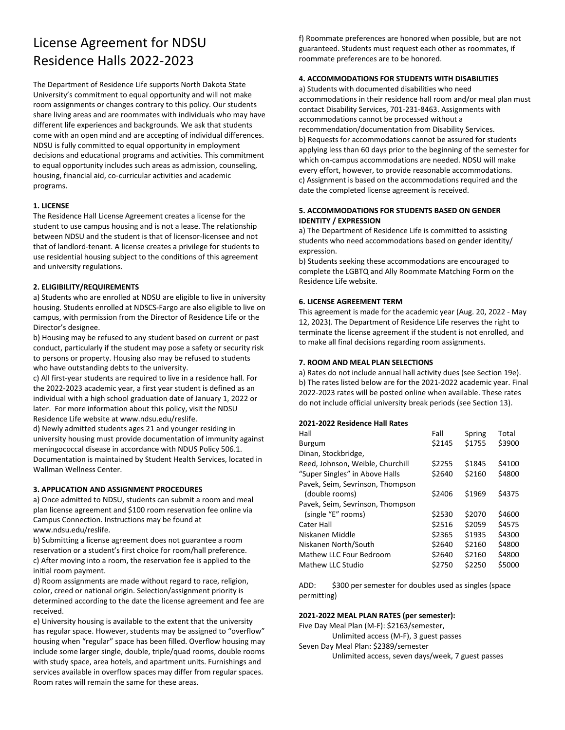# License Agreement for NDSU Residence Halls 2022-2023

The Department of Residence Life supports North Dakota State University's commitment to equal opportunity and will not make room assignments or changes contrary to this policy. Our students share living areas and are roommates with individuals who may have different life experiences and backgrounds. We ask that students come with an open mind and are accepting of individual differences. NDSU is fully committed to equal opportunity in employment decisions and educational programs and activities. This commitment to equal opportunity includes such areas as admission, counseling, housing, financial aid, co-curricular activities and academic programs.

**1. LICENSE**

The Residence Hall License Agreement creates a license for the student to use campus housing and is not a lease. The relationship between NDSU and the student is that of licensor-licensee and not that of landlord-tenant. A license creates a privilege for students to use residential housing subject to the conditions of this agreement and university regulations.

**2. ELIGIBILITY/REQUIREMENTS**

a) Students who are enrolled at NDSU are eligible to live in university housing. Students enrolled at NDSCS-Fargo are also eligible to live on campus, with permission from the Director of Residence Life or the Director's designee.

b) Housing may be refused to any student based on current or past conduct, particularly if the student may pose a safety or security risk to persons or property. Housing also may be refused to students who have outstanding debts to the university.

c) All first-year students are required to live in a residence hall. For the 2022-2023 academic year, a first year student is defined as an individual with a high school graduation date of January 1, 2022 or later. For more information about this policy, visit the NDSU Residence Life website at www.ndsu.edu/reslife.

d) Newly admitted students ages 21 and younger residing in university housing must provide documentation of immunity against meningococcal disease in accordance with NDUS Policy 506.1. Documentation is maintained by Student Health Services, located in Wallman Wellness Center.

**3. APPLICATION AND ASSIGNMENT PROCEDURES**

a) Once admitted to NDSU, students can submit a room and meal plan license agreement and $100 room reservation fee online via Campus Connection. Instructions may be found at www.ndsu.edu/reslife.

b) Submitting a license agreement does not guarantee a room reservation or a student's first choice for room/hall preference.

c) After moving into a room, the reservation fee is applied to the initial room payment.

d) Room assignments are made without regard to race, religion, color, creed or national origin. Selection/assignment priority is determined according to the date the license agreement and fee are received.

e) University housing is available to the extent that the university has regular space. However, students may be assigned to "overflow" housing when "regular" space has been filled. Overflow housing may include some larger single, double, triple/quad rooms, double rooms with study space, area hotels, and apartment units. Furnishings and services available in overflow spaces may differ from regular spaces. Room rates will remain the same for these areas.

f) Roommate preferences are honored when possible, but are not guaranteed. Students must request each other as roommates, if roommate preferences are to be honored.

**4. ACCOMMODATIONS FOR STUDENTS WITH DISABILITIES**

a) Students with documented disabilities who need accommodations in their residence hall room and/or meal plan must contact Disability Services, 701-231-8463. Assignments with accommodations cannot be processed without a recommendation/documentation from Disability Services.

b) Requests for accommodations cannot be assured for students applying less than 60 days prior to the beginning of the semester for which on-campus accommodations are needed. NDSU will make every effort, however, to provide reasonable accommodations.

c) Assignment is based on the accommodations required and the date the completed license agreement is received.

**5. ACCOMMODATIONS FOR STUDENTS BASED ON GENDER IDENTITY / EXPRESSION**

a) The Department of Residence Life is committed to assisting students who need accommodations based on gender identity/ expression.

b) Students seeking these accommodations are encouraged to complete the LGBTQ and Ally Roommate Matching Form on the Residence Life website.

**6. LICENSE AGREEMENT TERM**

This agreement is made for the academic year (Aug. 20, 2022 - May 12, 2023). The Department of Residence Life reserves the right to terminate the license agreement if the student is not enrolled, and to make all final decisions regarding room assignments.

**7. ROOM AND MEAL PLAN SELECTIONS**

a) Rates do not include annual hall activity dues (see Section 19e).

b) The rates listed below are for the 2021-2022 academic year. Final 2022-2023 rates will be posted online when available. These rates do not include official university break periods (see Section 13).

**2021-2022 Residence Hall Rates**

| Hall | Fall | Spring | Total |
|---|---|---|---|
| Burgum | $2145 | $1755 | $3900 |
| Dinan, Stockbridge, Reed, Johnson, Weible, Churchill | $2255 | $1845 | $4100 |
| "Super Singles" in Above Halls | $2640 | $2160 | $4800 |
| Pavek, Seim, Sevrinson, Thompson (double rooms) | $2406 | $1969 | $4375 |
| Pavek, Seim, Sevrinson, Thompson (single "E" rooms) | $2530 | $2070 | $4600 |
| Cater Hall | $2516 | $2059 | $4575 |
| Niskanen Middle | $2365 | $1935 | $4300 |
| Niskanen North/South | $2640 | $2160 | $4800 |
| Mathew LLC Four Bedroom | $2640 | $2160 | $4800 |
| Mathew LLC Studio | $2750 | $2250 | $5000 |

ADD: $300 per semester for doubles used as singles (space permitting)

**2021-2022 MEAL PLAN RATES (per semester):**

Five Day Meal Plan (M-F): $2163/semester,
Unlimited access (M-F), 3 guest passes

Seven Day Meal Plan: $2389/semester
Unlimited access, seven days/week, 7 guest passes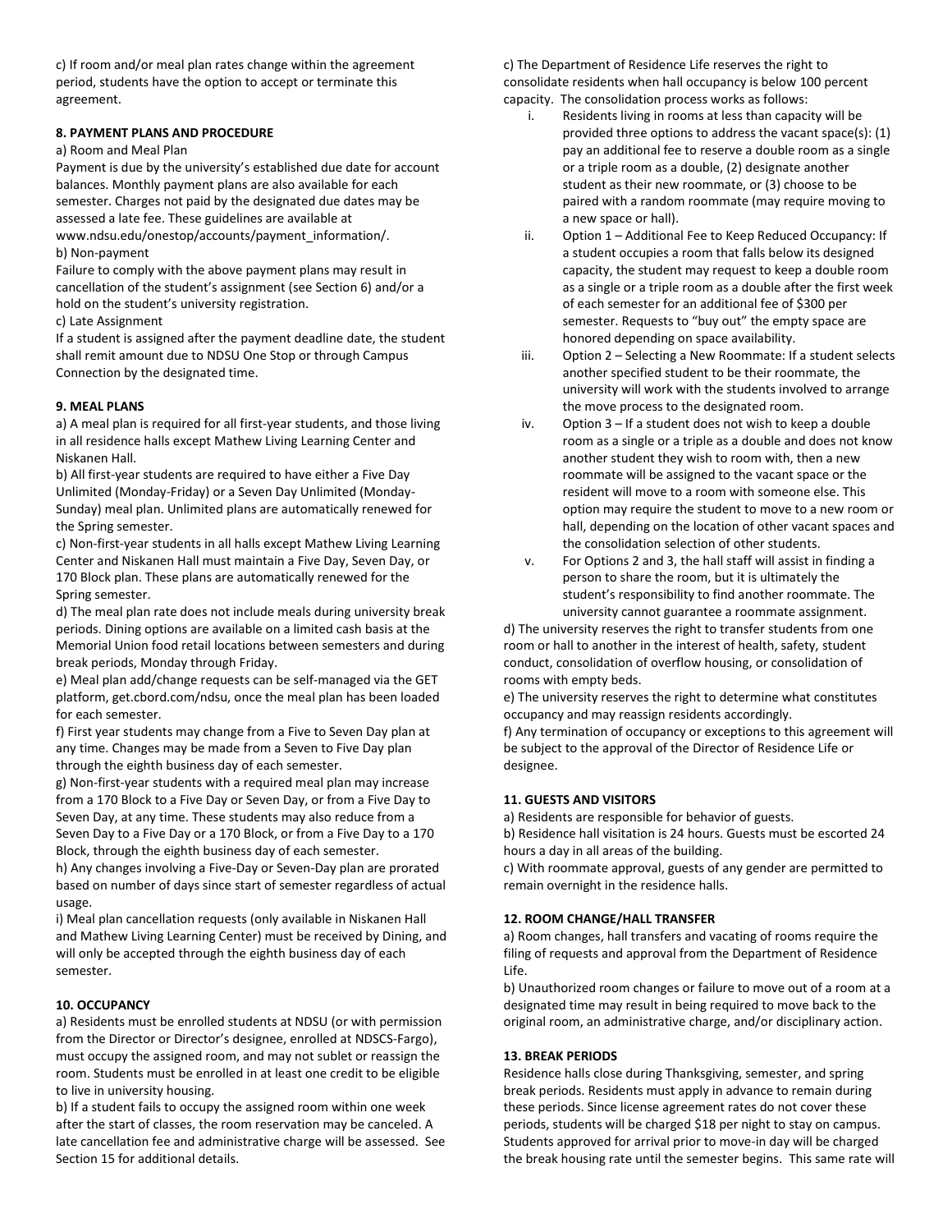c) If room and/or meal plan rates change within the agreement period, students have the option to accept or terminate this agreement.

**8. PAYMENT PLANS AND PROCEDURE**

a) Room and Meal Plan

Payment is due by the university's established due date for account balances. Monthly payment plans are also available for each semester. Charges not paid by the designated due dates may be assessed a late fee. These guidelines are available at www.ndsu.edu/onestop/accounts/payment_information/.

b) Non-payment

Failure to comply with the above payment plans may result in cancellation of the student's assignment (see Section 6) and/or a hold on the student's university registration.

c) Late Assignment

If a student is assigned after the payment deadline date, the student shall remit amount due to NDSU One Stop or through Campus Connection by the designated time.

**9. MEAL PLANS**

a) A meal plan is required for all first-year students, and those living in all residence halls except Mathew Living Learning Center and Niskanen Hall.

b) All first-year students are required to have either a Five Day Unlimited (Monday-Friday) or a Seven Day Unlimited (Monday-Sunday) meal plan. Unlimited plans are automatically renewed for the Spring semester.

c) Non-first-year students in all halls except Mathew Living Learning Center and Niskanen Hall must maintain a Five Day, Seven Day, or 170 Block plan. These plans are automatically renewed for the Spring semester.

d) The meal plan rate does not include meals during university break periods. Dining options are available on a limited cash basis at the Memorial Union food retail locations between semesters and during break periods, Monday through Friday.

e) Meal plan add/change requests can be self-managed via the GET platform, get.cbord.com/ndsu, once the meal plan has been loaded for each semester.

f) First year students may change from a Five to Seven Day plan at any time. Changes may be made from a Seven to Five Day plan through the eighth business day of each semester.

g) Non-first-year students with a required meal plan may increase from a 170 Block to a Five Day or Seven Day, or from a Five Day to Seven Day, at any time. These students may also reduce from a Seven Day to a Five Day or a 170 Block, or from a Five Day to a 170 Block, through the eighth business day of each semester.

h) Any changes involving a Five-Day or Seven-Day plan are prorated based on number of days since start of semester regardless of actual usage.

i) Meal plan cancellation requests (only available in Niskanen Hall and Mathew Living Learning Center) must be received by Dining, and will only be accepted through the eighth business day of each semester.

**10. OCCUPANCY**

a) Residents must be enrolled students at NDSU (or with permission from the Director or Director's designee, enrolled at NDSCS-Fargo), must occupy the assigned room, and may not sublet or reassign the room. Students must be enrolled in at least one credit to be eligible to live in university housing.

b) If a student fails to occupy the assigned room within one week after the start of classes, the room reservation may be canceled. A late cancellation fee and administrative charge will be assessed. See Section 15 for additional details.

c) The Department of Residence Life reserves the right to consolidate residents when hall occupancy is below 100 percent capacity. The consolidation process works as follows:

i. Residents living in rooms at less than capacity will be provided three options to address the vacant space(s): (1) pay an additional fee to reserve a double room as a single or a triple room as a double, (2) designate another student as their new roommate, or (3) choose to be paired with a random roommate (may require moving to a new space or hall).

ii. Option 1 – Additional Fee to Keep Reduced Occupancy: If a student occupies a room that falls below its designed capacity, the student may request to keep a double room as a single or a triple room as a double after the first week of each semester for an additional fee of $300 per semester. Requests to "buy out" the empty space are honored depending on space availability.

iii. Option 2 – Selecting a New Roommate: If a student selects another specified student to be their roommate, the university will work with the students involved to arrange the move process to the designated room.

iv. Option 3 – If a student does not wish to keep a double room as a single or a triple as a double and does not know another student they wish to room with, then a new roommate will be assigned to the vacant space or the resident will move to a room with someone else. This option may require the student to move to a new room or hall, depending on the location of other vacant spaces and the consolidation selection of other students.

v. For Options 2 and 3, the hall staff will assist in finding a person to share the room, but it is ultimately the student's responsibility to find another roommate. The university cannot guarantee a roommate assignment.

d) The university reserves the right to transfer students from one room or hall to another in the interest of health, safety, student conduct, consolidation of overflow housing, or consolidation of rooms with empty beds.

e) The university reserves the right to determine what constitutes occupancy and may reassign residents accordingly.

f) Any termination of occupancy or exceptions to this agreement will be subject to the approval of the Director of Residence Life or designee.

**11. GUESTS AND VISITORS**

a) Residents are responsible for behavior of guests.

b) Residence hall visitation is 24 hours. Guests must be escorted 24 hours a day in all areas of the building.

c) With roommate approval, guests of any gender are permitted to remain overnight in the residence halls.

**12. ROOM CHANGE/HALL TRANSFER**

a) Room changes, hall transfers and vacating of rooms require the filing of requests and approval from the Department of Residence Life.

b) Unauthorized room changes or failure to move out of a room at a designated time may result in being required to move back to the original room, an administrative charge, and/or disciplinary action.

**13. BREAK PERIODS**

Residence halls close during Thanksgiving, semester, and spring break periods. Residents must apply in advance to remain during these periods. Since license agreement rates do not cover these periods, students will be charged $18 per night to stay on campus. Students approved for arrival prior to move-in day will be charged the break housing rate until the semester begins. This same rate will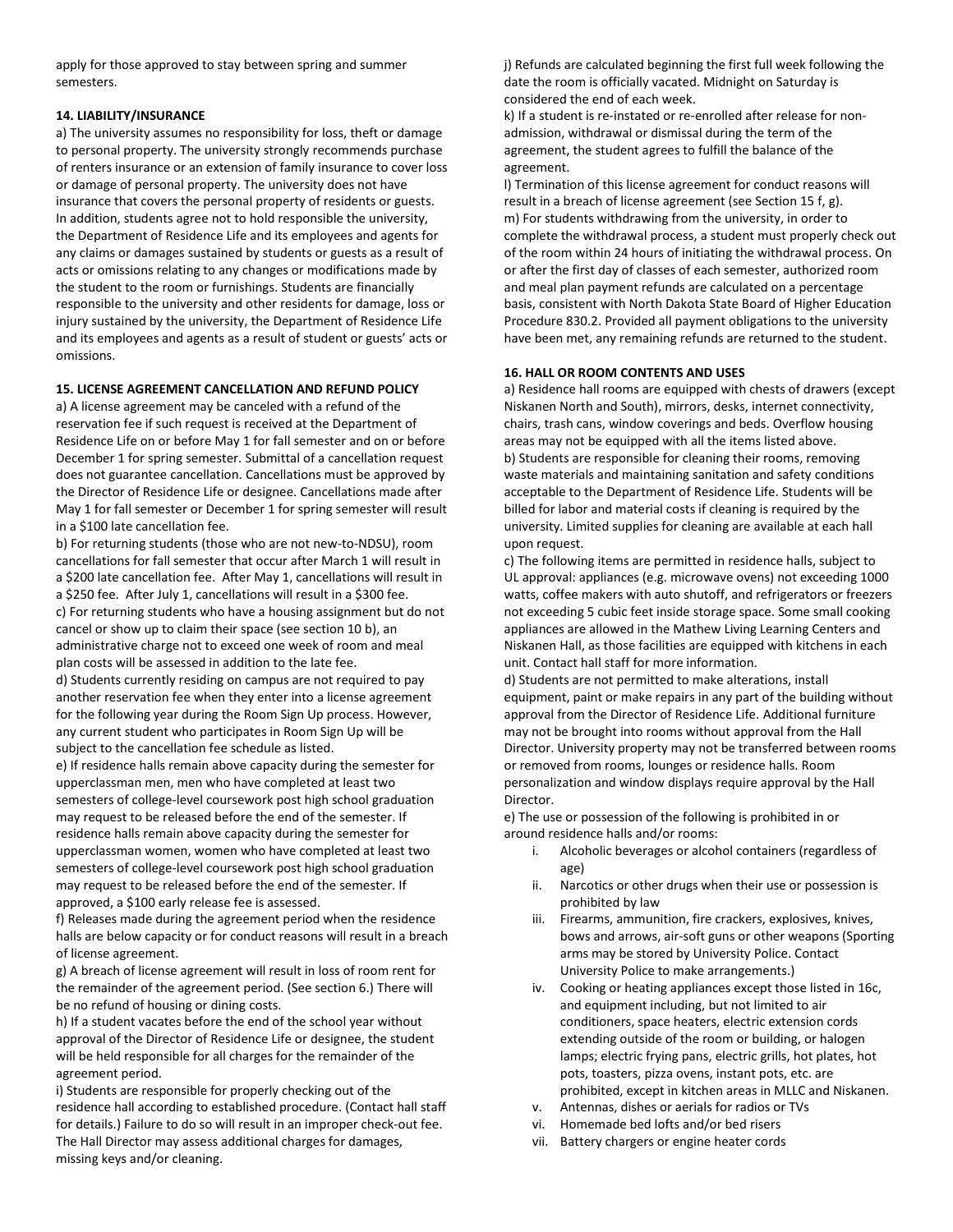apply for those approved to stay between spring and summer semesters.

**14. LIABILITY/INSURANCE**

a) The university assumes no responsibility for loss, theft or damage to personal property. The university strongly recommends purchase of renters insurance or an extension of family insurance to cover loss or damage of personal property. The university does not have insurance that covers the personal property of residents or guests. In addition, students agree not to hold responsible the university, the Department of Residence Life and its employees and agents for any claims or damages sustained by students or guests as a result of acts or omissions relating to any changes or modifications made by the student to the room or furnishings. Students are financially responsible to the university and other residents for damage, loss or injury sustained by the university, the Department of Residence Life and its employees and agents as a result of student or guests' acts or omissions.

**15. LICENSE AGREEMENT CANCELLATION AND REFUND POLICY**

a) A license agreement may be canceled with a refund of the reservation fee if such request is received at the Department of Residence Life on or before May 1 for fall semester and on or before December 1 for spring semester. Submittal of a cancellation request does not guarantee cancellation. Cancellations must be approved by the Director of Residence Life or designee. Cancellations made after May 1 for fall semester or December 1 for spring semester will result in a $100 late cancellation fee.

b) For returning students (those who are not new-to-NDSU), room cancellations for fall semester that occur after March 1 will result in a $200 late cancellation fee. After May 1, cancellations will result in a $250 fee. After July 1, cancellations will result in a $300 fee.

c) For returning students who have a housing assignment but do not cancel or show up to claim their space (see section 10 b), an administrative charge not to exceed one week of room and meal plan costs will be assessed in addition to the late fee.

d) Students currently residing on campus are not required to pay another reservation fee when they enter into a license agreement for the following year during the Room Sign Up process. However, any current student who participates in Room Sign Up will be subject to the cancellation fee schedule as listed.

e) If residence halls remain above capacity during the semester for upperclassman men, men who have completed at least two semesters of college-level coursework post high school graduation may request to be released before the end of the semester. If residence halls remain above capacity during the semester for upperclassman women, women who have completed at least two semesters of college-level coursework post high school graduation may request to be released before the end of the semester. If approved, a $100 early release fee is assessed.

f) Releases made during the agreement period when the residence halls are below capacity or for conduct reasons will result in a breach of license agreement.

g) A breach of license agreement will result in loss of room rent for the remainder of the agreement period. (See section 6.) There will be no refund of housing or dining costs.

h) If a student vacates before the end of the school year without approval of the Director of Residence Life or designee, the student will be held responsible for all charges for the remainder of the agreement period.

i) Students are responsible for properly checking out of the residence hall according to established procedure. (Contact hall staff for details.) Failure to do so will result in an improper check-out fee. The Hall Director may assess additional charges for damages, missing keys and/or cleaning.

j) Refunds are calculated beginning the first full week following the date the room is officially vacated. Midnight on Saturday is considered the end of each week.

k) If a student is re-instated or re-enrolled after release for non-admission, withdrawal or dismissal during the term of the agreement, the student agrees to fulfill the balance of the agreement.

l) Termination of this license agreement for conduct reasons will result in a breach of license agreement (see Section 15 f, g).

m) For students withdrawing from the university, in order to complete the withdrawal process, a student must properly check out of the room within 24 hours of initiating the withdrawal process. On or after the first day of classes of each semester, authorized room and meal plan payment refunds are calculated on a percentage basis, consistent with North Dakota State Board of Higher Education Procedure 830.2. Provided all payment obligations to the university have been met, any remaining refunds are returned to the student.

**16. HALL OR ROOM CONTENTS AND USES**

a) Residence hall rooms are equipped with chests of drawers (except Niskanen North and South), mirrors, desks, internet connectivity, chairs, trash cans, window coverings and beds. Overflow housing areas may not be equipped with all the items listed above.

b) Students are responsible for cleaning their rooms, removing waste materials and maintaining sanitation and safety conditions acceptable to the Department of Residence Life. Students will be billed for labor and material costs if cleaning is required by the university. Limited supplies for cleaning are available at each hall upon request.

c) The following items are permitted in residence halls, subject to UL approval: appliances (e.g. microwave ovens) not exceeding 1000 watts, coffee makers with auto shutoff, and refrigerators or freezers not exceeding 5 cubic feet inside storage space. Some small cooking appliances are allowed in the Mathew Living Learning Centers and Niskanen Hall, as those facilities are equipped with kitchens in each unit. Contact hall staff for more information.

d) Students are not permitted to make alterations, install equipment, paint or make repairs in any part of the building without approval from the Director of Residence Life. Additional furniture may not be brought into rooms without approval from the Hall Director. University property may not be transferred between rooms or removed from rooms, lounges or residence halls. Room personalization and window displays require approval by the Hall Director.

e) The use or possession of the following is prohibited in or around residence halls and/or rooms:

i. Alcoholic beverages or alcohol containers (regardless of age)

ii. Narcotics or other drugs when their use or possession is prohibited by law

iii. Firearms, ammunition, fire crackers, explosives, knives, bows and arrows, air-soft guns or other weapons (Sporting arms may be stored by University Police. Contact University Police to make arrangements.)

iv. Cooking or heating appliances except those listed in 16c, and equipment including, but not limited to air conditioners, space heaters, electric extension cords extending outside of the room or building, or halogen lamps; electric frying pans, electric grills, hot plates, hot pots, toasters, pizza ovens, instant pots, etc. are prohibited, except in kitchen areas in MLLC and Niskanen.

v. Antennas, dishes or aerials for radios or TVs

vi. Homemade bed lofts and/or bed risers

vii. Battery chargers or engine heater cords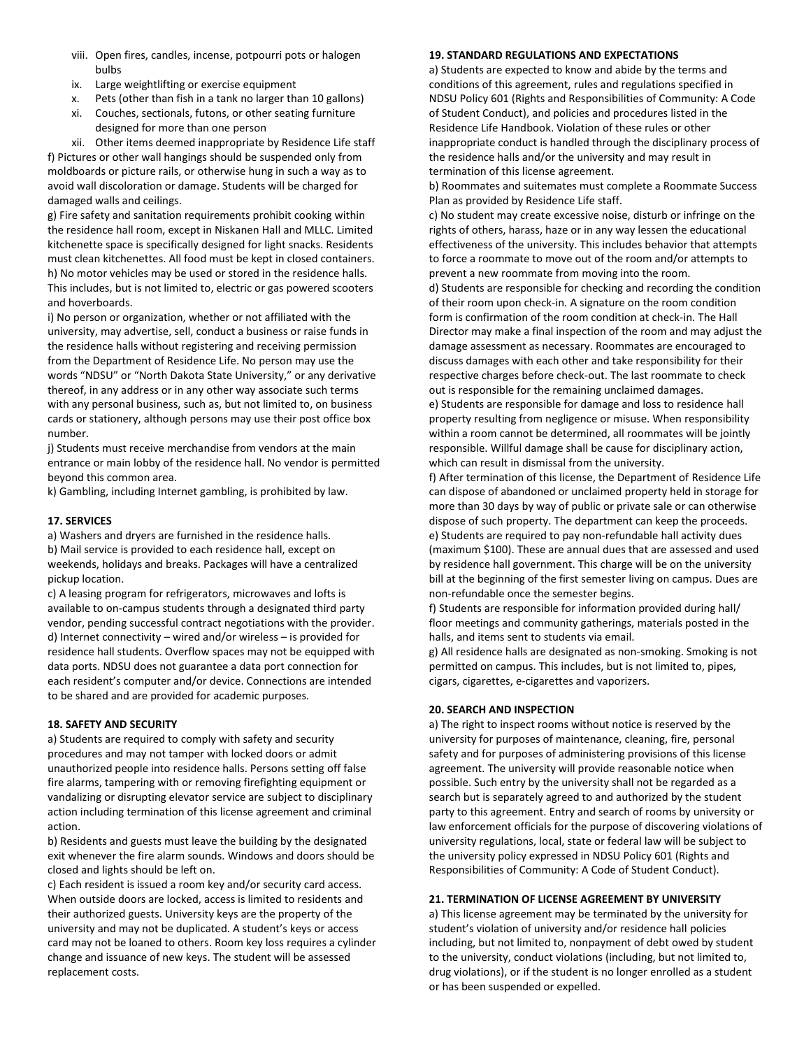viii. Open fires, candles, incense, potpourri pots or halogen bulbs
ix. Large weightlifting or exercise equipment
x. Pets (other than fish in a tank no larger than 10 gallons)
xi. Couches, sectionals, futons, or other seating furniture designed for more than one person
xii. Other items deemed inappropriate by Residence Life staff

f) Pictures or other wall hangings should be suspended only from moldboards or picture rails, or otherwise hung in such a way as to avoid wall discoloration or damage. Students will be charged for damaged walls and ceilings.

g) Fire safety and sanitation requirements prohibit cooking within the residence hall room, except in Niskanen Hall and MLLC. Limited kitchenette space is specifically designed for light snacks. Residents must clean kitchenettes. All food must be kept in closed containers.

h) No motor vehicles may be used or stored in the residence halls. This includes, but is not limited to, electric or gas powered scooters and hoverboards.

i) No person or organization, whether or not affiliated with the university, may advertise, sell, conduct a business or raise funds in the residence halls without registering and receiving permission from the Department of Residence Life. No person may use the words "NDSU" or "North Dakota State University," or any derivative thereof, in any address or in any other way associate such terms with any personal business, such as, but not limited to, on business cards or stationery, although persons may use their post office box number.

j) Students must receive merchandise from vendors at the main entrance or main lobby of the residence hall. No vendor is permitted beyond this common area.

k) Gambling, including Internet gambling, is prohibited by law.

**17. SERVICES**

a) Washers and dryers are furnished in the residence halls.

b) Mail service is provided to each residence hall, except on weekends, holidays and breaks. Packages will have a centralized pickup location.

c) A leasing program for refrigerators, microwaves and lofts is available to on-campus students through a designated third party vendor, pending successful contract negotiations with the provider.

d) Internet connectivity – wired and/or wireless – is provided for residence hall students. Overflow spaces may not be equipped with data ports. NDSU does not guarantee a data port connection for each resident's computer and/or device. Connections are intended to be shared and are provided for academic purposes.

**18. SAFETY AND SECURITY**

a) Students are required to comply with safety and security procedures and may not tamper with locked doors or admit unauthorized people into residence halls. Persons setting off false fire alarms, tampering with or removing firefighting equipment or vandalizing or disrupting elevator service are subject to disciplinary action including termination of this license agreement and criminal action.

b) Residents and guests must leave the building by the designated exit whenever the fire alarm sounds. Windows and doors should be closed and lights should be left on.

c) Each resident is issued a room key and/or security card access. When outside doors are locked, access is limited to residents and their authorized guests. University keys are the property of the university and may not be duplicated. A student's keys or access card may not be loaned to others. Room key loss requires a cylinder change and issuance of new keys. The student will be assessed replacement costs.

**19. STANDARD REGULATIONS AND EXPECTATIONS**

a) Students are expected to know and abide by the terms and conditions of this agreement, rules and regulations specified in NDSU Policy 601 (Rights and Responsibilities of Community: A Code of Student Conduct), and policies and procedures listed in the Residence Life Handbook. Violation of these rules or other inappropriate conduct is handled through the disciplinary process of the residence halls and/or the university and may result in termination of this license agreement.

b) Roommates and suitemates must complete a Roommate Success Plan as provided by Residence Life staff.

c) No student may create excessive noise, disturb or infringe on the rights of others, harass, haze or in any way lessen the educational effectiveness of the university. This includes behavior that attempts to force a roommate to move out of the room and/or attempts to prevent a new roommate from moving into the room.

d) Students are responsible for checking and recording the condition of their room upon check-in. A signature on the room condition form is confirmation of the room condition at check-in. The Hall Director may make a final inspection of the room and may adjust the damage assessment as necessary. Roommates are encouraged to discuss damages with each other and take responsibility for their respective charges before check-out. The last roommate to check out is responsible for the remaining unclaimed damages.

e) Students are responsible for damage and loss to residence hall property resulting from negligence or misuse. When responsibility within a room cannot be determined, all roommates will be jointly responsible. Willful damage shall be cause for disciplinary action, which can result in dismissal from the university.

f) After termination of this license, the Department of Residence Life can dispose of abandoned or unclaimed property held in storage for more than 30 days by way of public or private sale or can otherwise dispose of such property. The department can keep the proceeds.

e) Students are required to pay non-refundable hall activity dues (maximum $100). These are annual dues that are assessed and used by residence hall government. This charge will be on the university bill at the beginning of the first semester living on campus. Dues are non-refundable once the semester begins.

f) Students are responsible for information provided during hall/ floor meetings and community gatherings, materials posted in the halls, and items sent to students via email.

g) All residence halls are designated as non-smoking. Smoking is not permitted on campus. This includes, but is not limited to, pipes, cigars, cigarettes, e-cigarettes and vaporizers.

**20. SEARCH AND INSPECTION**

a) The right to inspect rooms without notice is reserved by the university for purposes of maintenance, cleaning, fire, personal safety and for purposes of administering provisions of this license agreement. The university will provide reasonable notice when possible. Such entry by the university shall not be regarded as a search but is separately agreed to and authorized by the student party to this agreement. Entry and search of rooms by university or law enforcement officials for the purpose of discovering violations of university regulations, local, state or federal law will be subject to the university policy expressed in NDSU Policy 601 (Rights and Responsibilities of Community: A Code of Student Conduct).

**21. TERMINATION OF LICENSE AGREEMENT BY UNIVERSITY**

a) This license agreement may be terminated by the university for student's violation of university and/or residence hall policies including, but not limited to, nonpayment of debt owed by student to the university, conduct violations (including, but not limited to, drug violations), or if the student is no longer enrolled as a student or has been suspended or expelled.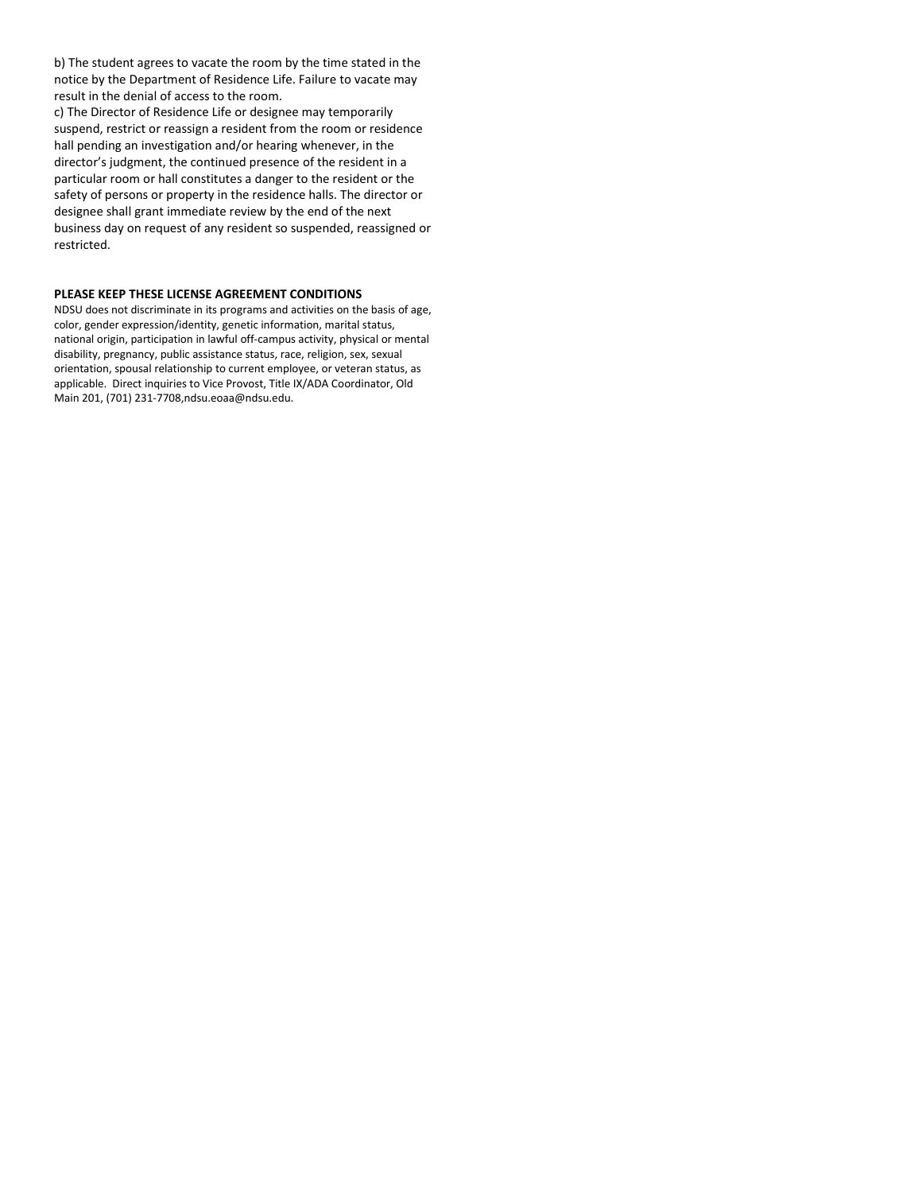b) The student agrees to vacate the room by the time stated in the notice by the Department of Residence Life. Failure to vacate may result in the denial of access to the room.

c) The Director of Residence Life or designee may temporarily suspend, restrict or reassign a resident from the room or residence hall pending an investigation and/or hearing whenever, in the director's judgment, the continued presence of the resident in a particular room or hall constitutes a danger to the resident or the safety of persons or property in the residence halls. The director or designee shall grant immediate review by the end of the next business day on request of any resident so suspended, reassigned or restricted.

**PLEASE KEEP THESE LICENSE AGREEMENT CONDITIONS**

NDSU does not discriminate in its programs and activities on the basis of age, color, gender expression/identity, genetic information, marital status, national origin, participation in lawful off-campus activity, physical or mental disability, pregnancy, public assistance status, race, religion, sex, sexual orientation, spousal relationship to current employee, or veteran status, as applicable. Direct inquiries to Vice Provost, Title IX/ADA Coordinator, Old Main 201, (701) 231-7708,ndsu.eoaa@ndsu.edu.